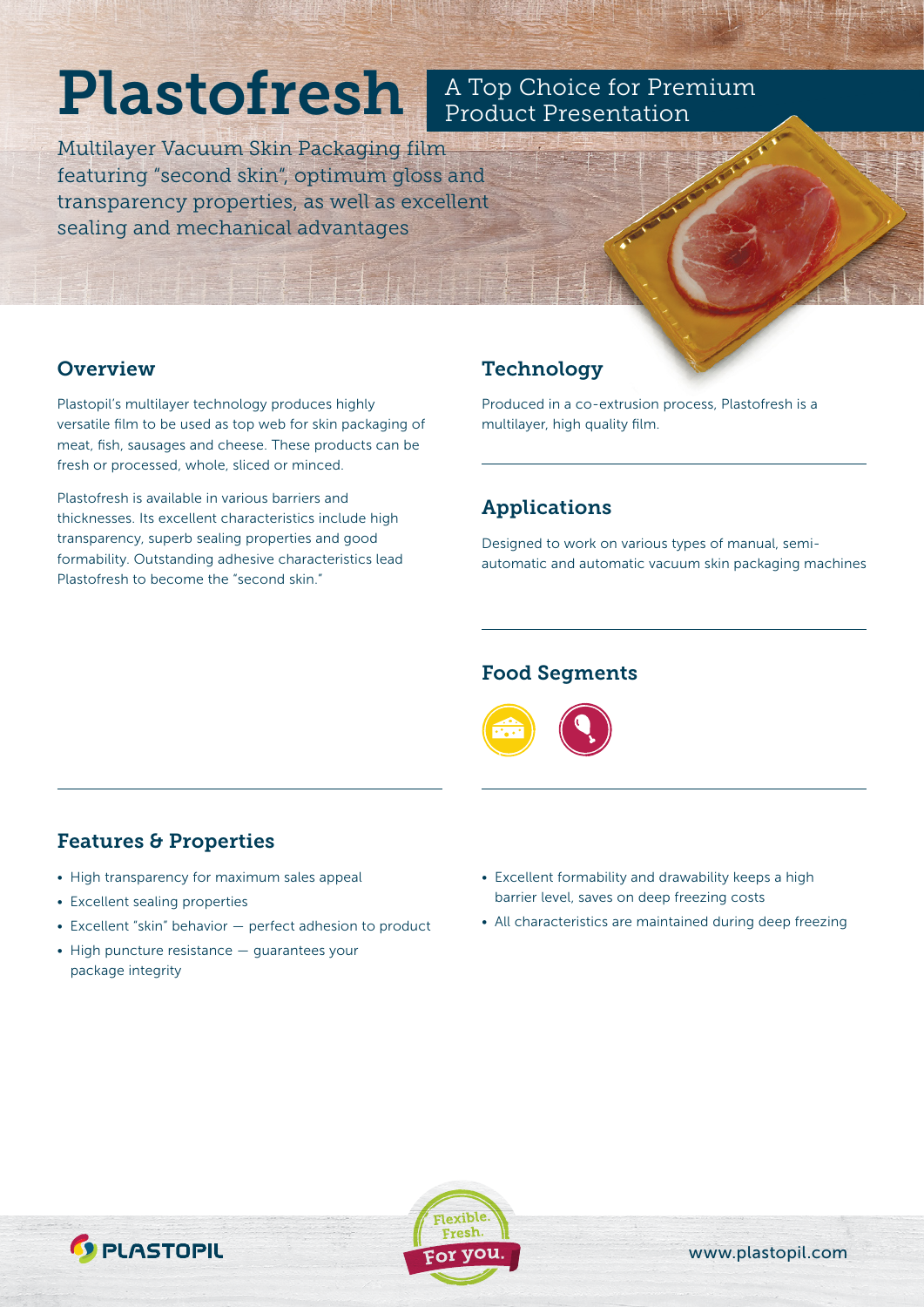# Plastofresh

## A Top Choice for Premium Product Presentation

Multilayer Vacuum Skin Packaging film featuring "second skin", optimum gloss and transparency properties, as well as excellent sealing and mechanical advantages

## Overview

Plastopil's multilayer technology produces highly versatile film to be used as top web for skin packaging of meat, fish, sausages and cheese. These products can be fresh or processed, whole, sliced or minced.

Plastofresh is available in various barriers and thicknesses. Its excellent characteristics include high transparency, superb sealing properties and good formability. Outstanding adhesive characteristics lead Plastofresh to become the "second skin."

## Technology

Produced in a co-extrusion process, Plastofresh is a multilayer, high quality film.

## Applications

Designed to work on various types of manual, semi-automatic and automatic vacuum skin packaging machines

## Food Segments

## Features & Properties

- High transparency for maximum sales appeal
- Excellent sealing properties
- Excellent "skin" behavior — perfect adhesion to product
- High puncture resistance — guarantees your package integrity
- Excellent formability and drawability keeps a high barrier level, saves on deep freezing costs
- All characteristics are maintained during deep freezing

PLASTOPIL

Flexible. Fresh. For you.

www.plastopil.com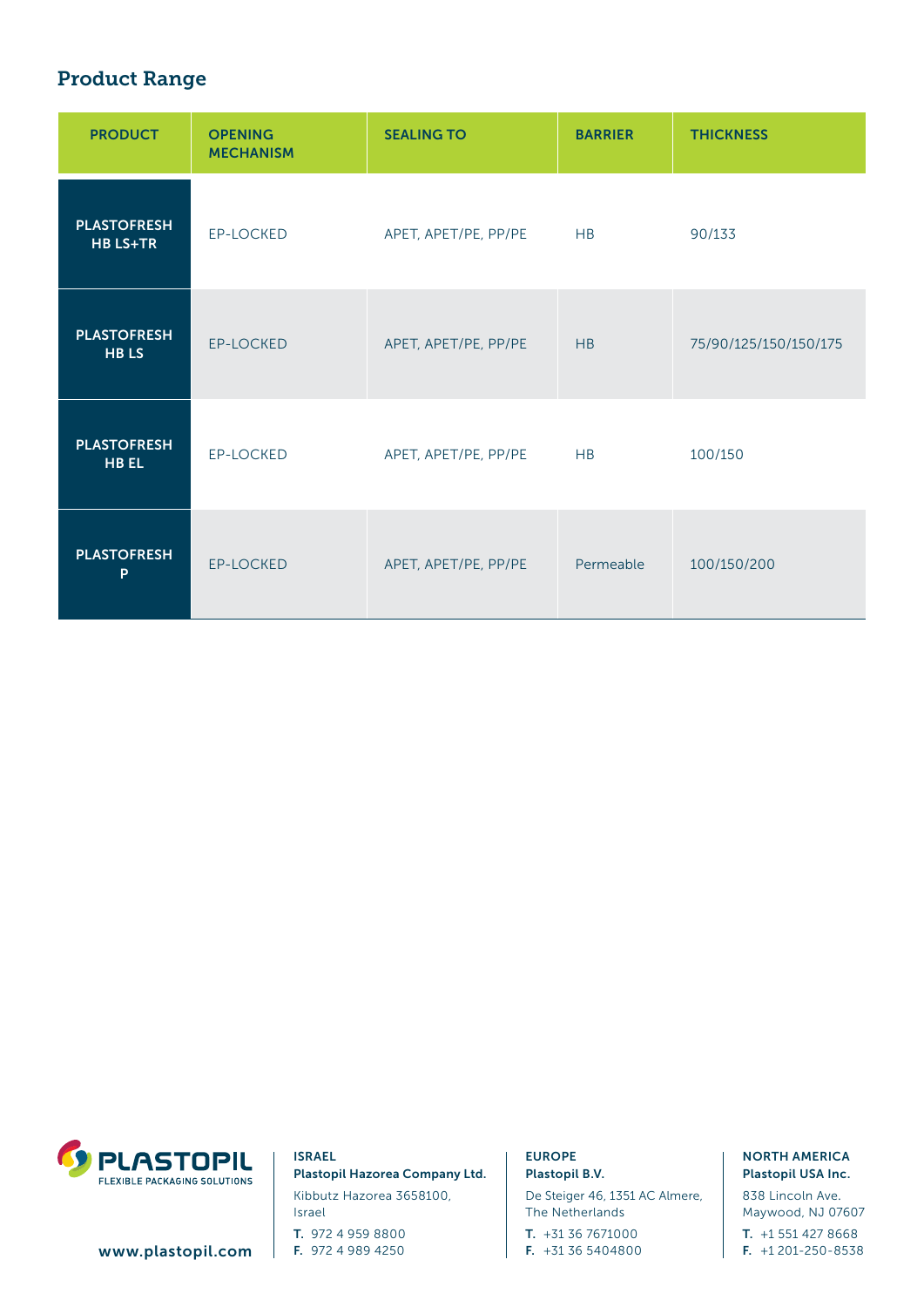## Product Range

| PRODUCT | OPENING MECHANISM | SEALING TO | BARRIER | THICKNESS |
|---|---|---|---|---|
| **PLASTOFRESH HB LS+TR** | EP-LOCKED | APET, APET/PE, PP/PE | HB | 90/133 |
| **PLASTOFRESH HB LS** | EP-LOCKED | APET, APET/PE, PP/PE | HB | 75/90/125/150/150/175 |
| **PLASTOFRESH HB EL** | EP-LOCKED | APET, APET/PE, PP/PE | HB | 100/150 |
| **PLASTOFRESH P** | EP-LOCKED | APET, APET/PE, PP/PE | Permeable | 100/150/200 |

PLASTOPIL
FLEXIBLE PACKAGING SOLUTIONS

www.plastopil.com

**ISRAEL**
**Plastopil Hazorea Company Ltd.**
Kibbutz Hazorea 3658100, Israel
**T.** 972 4 959 8800
**F.** 972 4 989 4250

**EUROPE**
**Plastopil B.V.**
De Steiger 46, 1351 AC Almere, The Netherlands
**T.** +31 36 7671000
**F.** +31 36 5404800

**NORTH AMERICA**
**Plastopil USA Inc.**
838 Lincoln Ave.
Maywood, NJ 07607
**T.** +1 551 427 8668
**F.** +1 201-250-8538